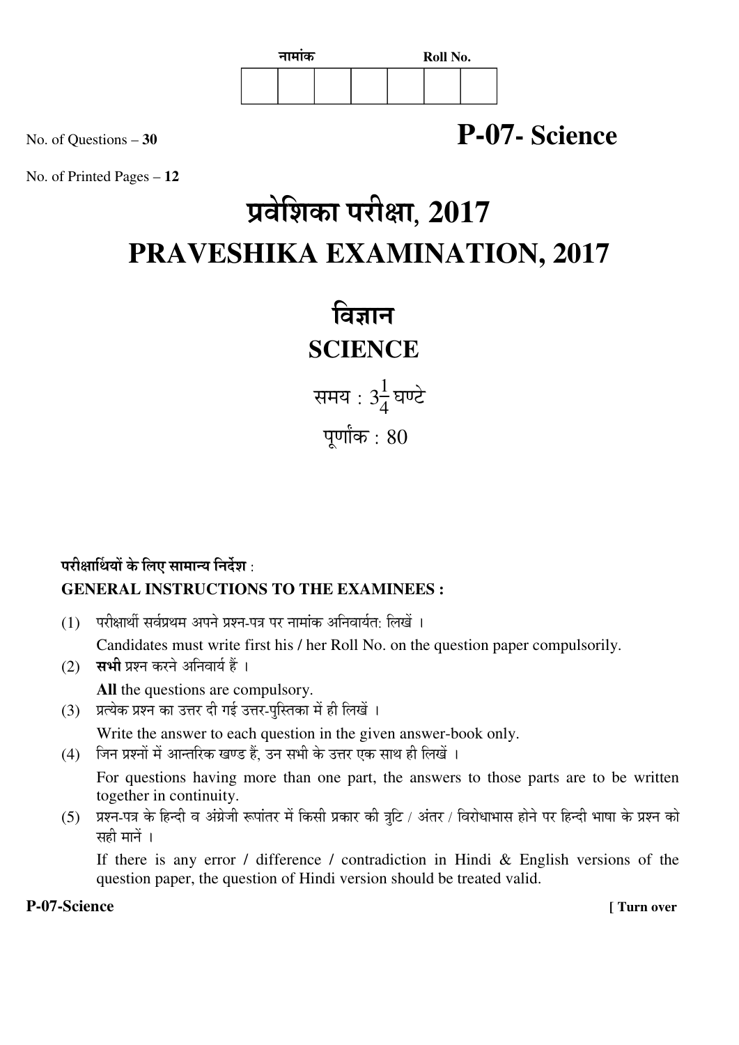नामांक Roll No.

| | | | | | | |
|---|---|---|---|---|---|---|
| | | | | | | |

No. of Questions – **30**

# P-07- Science

No. of Printed Pages – **12**

# प्रवेशिका परीक्षा, 2017
# PRAVESHIKA EXAMINATION, 2017

## विज्ञान
## SCIENCE

समय : $3\frac{1}{4}$ घण्टे

पूर्णांक : 80

**परीक्षार्थियों के लिए सामान्य निर्देश :**

**GENERAL INSTRUCTIONS TO THE EXAMINEES :**

(1) परीक्षार्थी सर्वप्रथम अपने प्रश्न-पत्र पर नामांक अनिवार्यतः लिखें ।

Candidates must write first his / her Roll No. on the question paper compulsorily.

(2) **सभी** प्रश्न करने अनिवार्य हैं ।

**All** the questions are compulsory.

(3) प्रत्येक प्रश्न का उत्तर दी गई उत्तर-पुस्तिका में ही लिखें ।

Write the answer to each question in the given answer-book only.

(4) जिन प्रश्नों में आन्तरिक खण्ड हैं, उन सभी के उत्तर एक साथ ही लिखें ।

For questions having more than one part, the answers to those parts are to be written together in continuity.

(5) प्रश्न-पत्र के हिन्दी व अंग्रेजी रूपांतर में किसी प्रकार की त्रुटि / अंतर / विरोधाभास होने पर हिन्दी भाषा के प्रश्न को सही मानें ।

If there is any error / difference / contradiction in Hindi & English versions of the question paper, the question of Hindi version should be treated valid.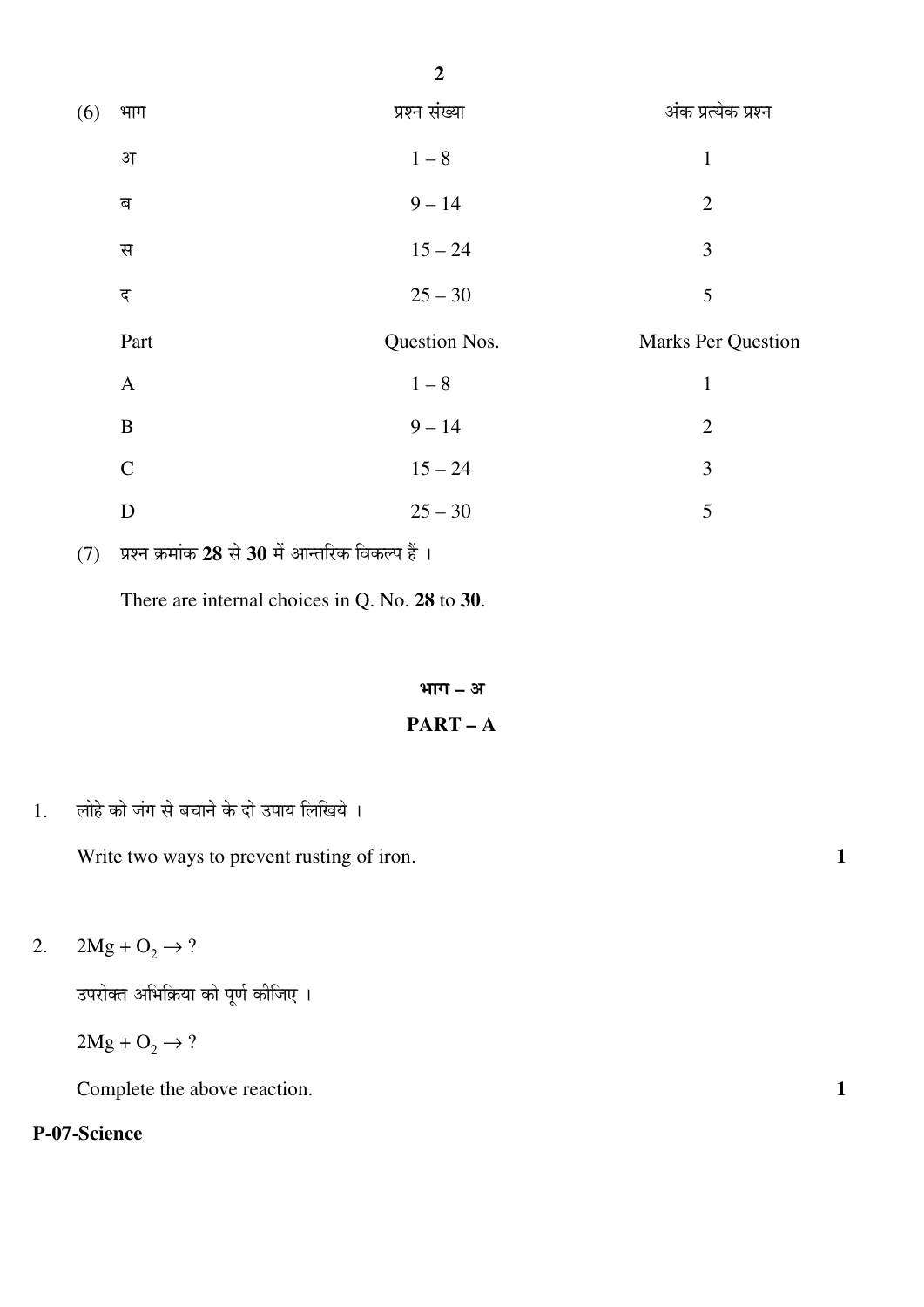(6)

| भाग | प्रश्न संख्या | अंक प्रत्येक प्रश्न |
|---|---|---|
| अ | 1 – 8 | 1 |
| ब | 9 – 14 | 2 |
| स | 15 – 24 | 3 |
| द | 25 – 30 | 5 |

| Part | Question Nos. | Marks Per Question |
|---|---|---|
| A | 1 – 8 | 1 |
| B | 9 – 14 | 2 |
| C | 15 – 24 | 3 |
| D | 25 – 30 | 5 |

(7) प्रश्न क्रमांक **28** से **30** में आन्तरिक विकल्प हैं ।

There are internal choices in Q. No. **28** to **30**.

## भाग – अ

## PART – A

1. लोहे को जंग से बचाने के दो उपाय लिखिये ।

   Write two ways to prevent rusting of iron. **1**

2. $2Mg + O_2 \rightarrow ?$

   उपरोक्त अभिक्रिया को पूर्ण कीजिए ।

   $2Mg + O_2 \rightarrow ?$

   Complete the above reaction. **1**

**P-07-Science**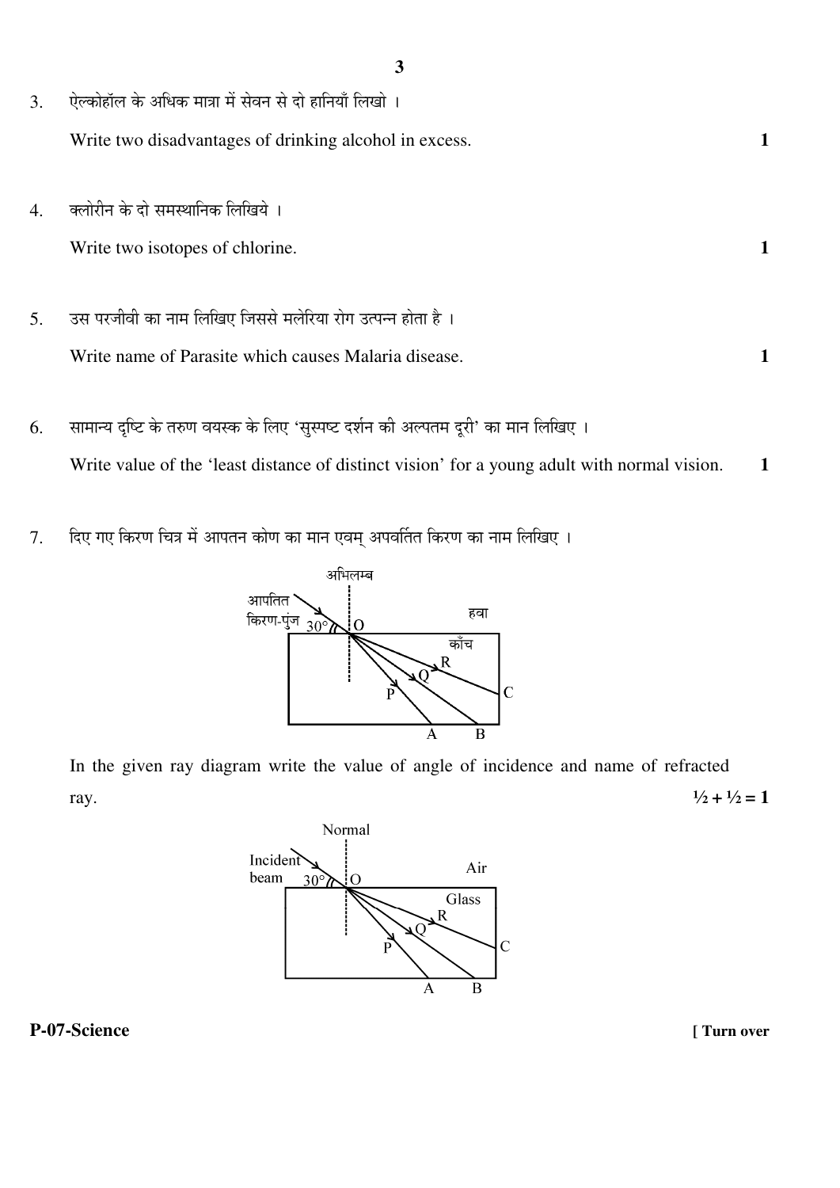3. ऐल्कोहॉल के अधिक मात्रा में सेवन से दो हानियाँ लिखो ।

   Write two disadvantages of drinking alcohol in excess. **1**

4. क्लोरीन के दो समस्थानिक लिखिये ।

   Write two isotopes of chlorine. **1**

5. उस परजीवी का नाम लिखिए जिससे मलेरिया रोग उत्पन्न होता है ।

   Write name of Parasite which causes Malaria disease. **1**

6. सामान्य दृष्टि के तरुण वयस्क के लिए 'सुस्पष्ट दर्शन की अल्पतम दूरी' का मान लिखिए ।

   Write value of the 'least distance of distinct vision' for a young adult with normal vision. **1**

7. दिए गए किरण चित्र में आपतन कोण का मान एवम् अपवर्तित किरण का नाम लिखिए ।

   अभिलम्ब, आपतित किरण-पुंज, $30°$, O, हवा, काँच, R, Q, P, C, A, B

   In the given ray diagram write the value of angle of incidence and name of refracted ray. **½ + ½ = 1**

   Normal, Incident beam, $30°$, O, Air, Glass, R, Q, P, C, A, B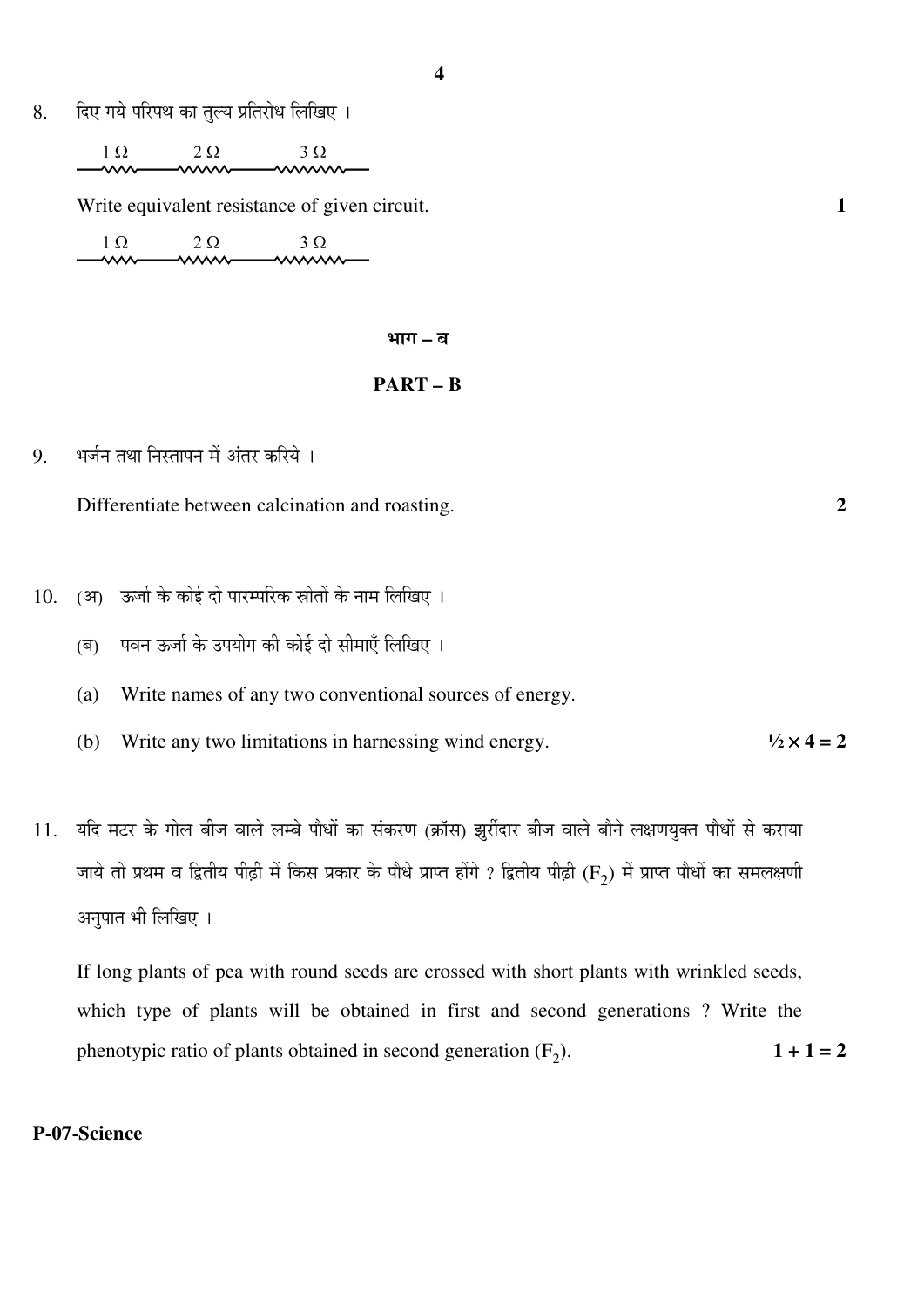8. दिए गये परिपथ का तुल्य प्रतिरोध लिखिए ।

$1\,\Omega$ — $2\,\Omega$ — $3\,\Omega$

Write equivalent resistance of given circuit. **1**

$1\,\Omega$ — $2\,\Omega$ — $3\,\Omega$

## भाग – ब

## PART – B

9. भर्जन तथा निस्तापन में अंतर करिये ।

Differentiate between calcination and roasting. **2**

10. (अ) ऊर्जा के कोई दो पारम्परिक स्रोतों के नाम लिखिए ।

(ब) पवन ऊर्जा के उपयोग की कोई दो सीमाएँ लिखिए ।

(a) Write names of any two conventional sources of energy.

(b) Write any two limitations in harnessing wind energy. **$\frac{1}{2} \times 4 = 2$**

11. यदि मटर के गोल बीज वाले लम्बे पौधों का संकरण (क्रॉस) झुर्रीदार बीज वाले बौने लक्षणयुक्त पौधों से कराया जाये तो प्रथम व द्वितीय पीढ़ी में किस प्रकार के पौधे प्राप्त होंगे ? द्वितीय पीढ़ी ($F_2$) में प्राप्त पौधों का समलक्षणी अनुपात भी लिखिए ।

If long plants of pea with round seeds are crossed with short plants with wrinkled seeds, which type of plants will be obtained in first and second generations ? Write the phenotypic ratio of plants obtained in second generation ($F_2$). **1 + 1 = 2**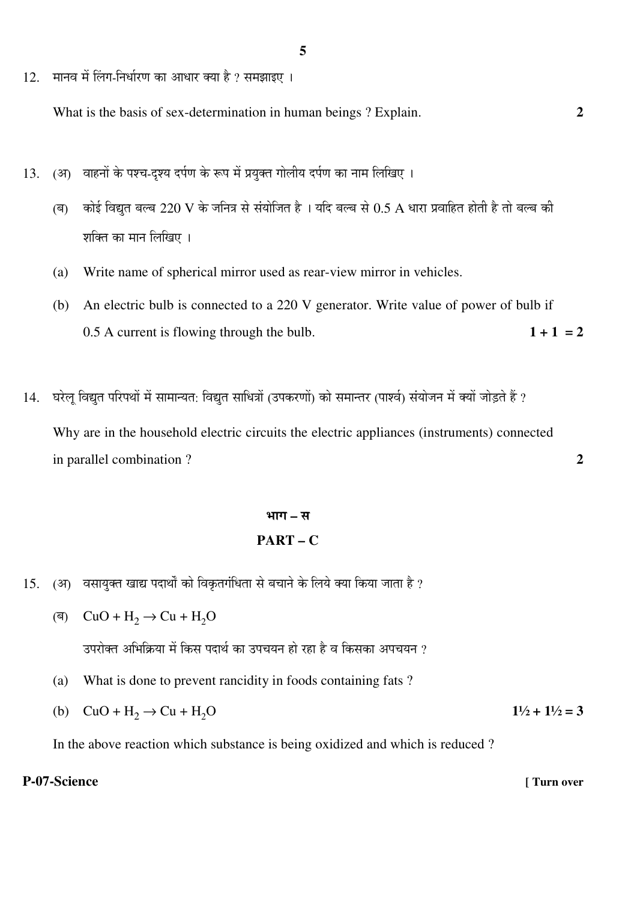12. मानव में लिंग-निर्धारण का आधार क्या है ? समझाइए ।

    What is the basis of sex-determination in human beings ? Explain. **2**

13. (अ) वाहनों के पश्च-दृश्य दर्पण के रूप में प्रयुक्त गोलीय दर्पण का नाम लिखिए ।

    (ब) कोई विद्युत बल्ब 220 V के जनित्र से संयोजित है । यदि बल्ब से 0.5 A धारा प्रवाहित होती है तो बल्ब की शक्ति का मान लिखिए ।

    (a) Write name of spherical mirror used as rear-view mirror in vehicles.

    (b) An electric bulb is connected to a 220 V generator. Write value of power of bulb if 0.5 A current is flowing through the bulb. **1 + 1 = 2**

14. घरेलू विद्युत परिपथों में सामान्यत: विद्युत साधित्रों (उपकरणों) को समान्तर (पार्श्व) संयोजन में क्यों जोड़ते हैं ?

    Why are in the household electric circuits the electric appliances (instruments) connected in parallel combination ? **2**

## भाग – स

## PART – C

15. (अ) वसायुक्त खाद्य पदार्थों को विकृतगंधिता से बचाने के लिये क्या किया जाता है ?

    (ब) $CuO + H_2 \rightarrow Cu + H_2O$

    उपरोक्त अभिक्रिया में किस पदार्थ का उपचयन हो रहा है व किसका अपचयन ?

    (a) What is done to prevent rancidity in foods containing fats ?

    (b) $CuO + H_2 \rightarrow Cu + H_2O$ **1½ + 1½ = 3**

    In the above reaction which substance is being oxidized and which is reduced ?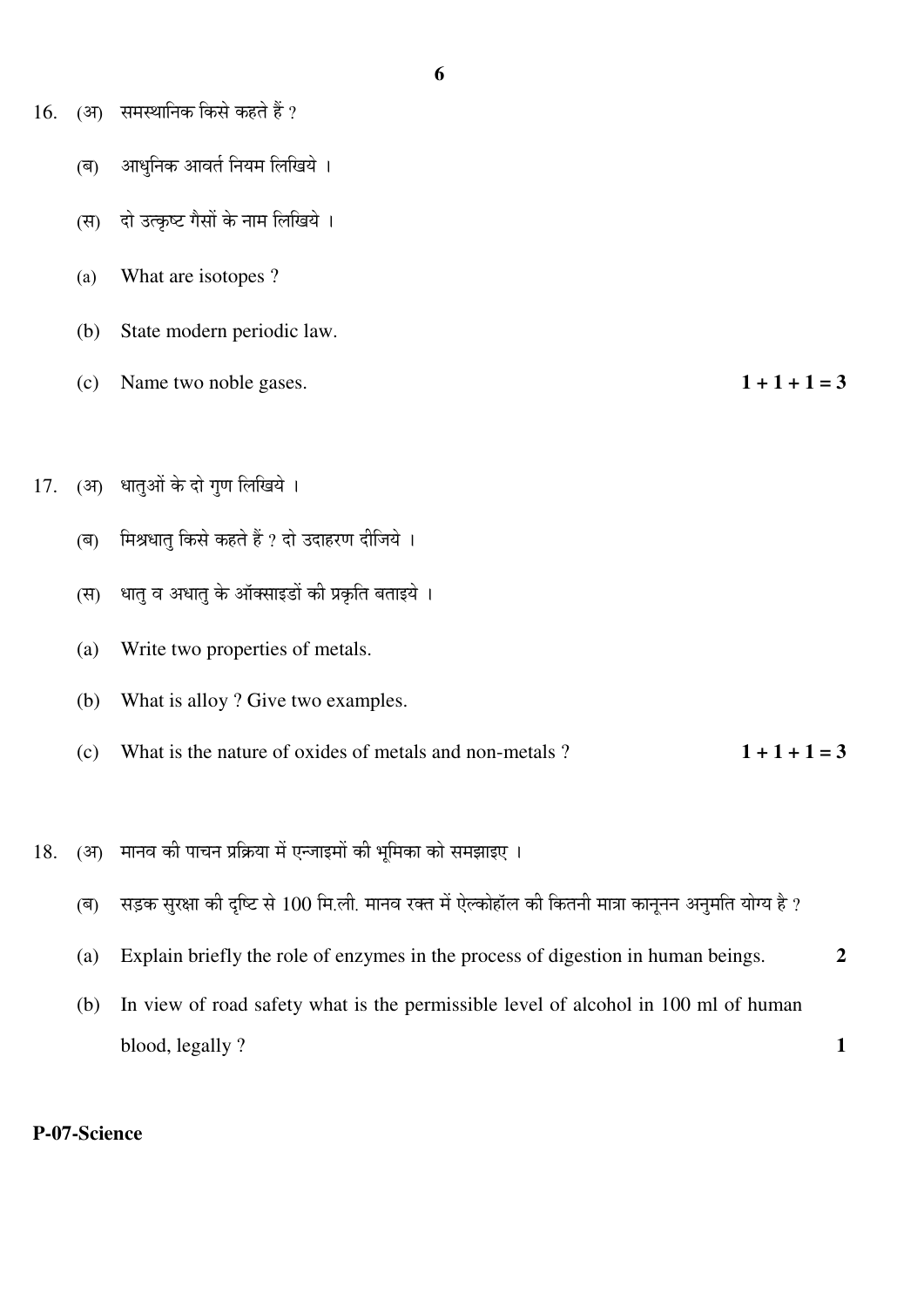16. (अ) समस्थानिक किसे कहते हैं ?

    (ब) आधुनिक आवर्त नियम लिखिये ।

    (स) दो उत्कृष्ट गैसों के नाम लिखिये ।

    (a) What are isotopes ?

    (b) State modern periodic law.

    (c) Name two noble gases. **1 + 1 + 1 = 3**

17. (अ) धातुओं के दो गुण लिखिये ।

    (ब) मिश्रधातु किसे कहते हैं ? दो उदाहरण दीजिये ।

    (स) धातु व अधातु के ऑक्साइडों की प्रकृति बताइये ।

    (a) Write two properties of metals.

    (b) What is alloy ? Give two examples.

    (c) What is the nature of oxides of metals and non-metals ? **1 + 1 + 1 = 3**

18. (अ) मानव की पाचन प्रक्रिया में एन्जाइमों की भूमिका को समझाइए ।

    (ब) सड़क सुरक्षा की दृष्टि से 100 मि.ली. मानव रक्त में ऐल्कोहॉल की कितनी मात्रा कानूनन अनुमति योग्य है ?

    (a) Explain briefly the role of enzymes in the process of digestion in human beings. **2**

    (b) In view of road safety what is the permissible level of alcohol in 100 ml of human blood, legally ? **1**

**P-07-Science**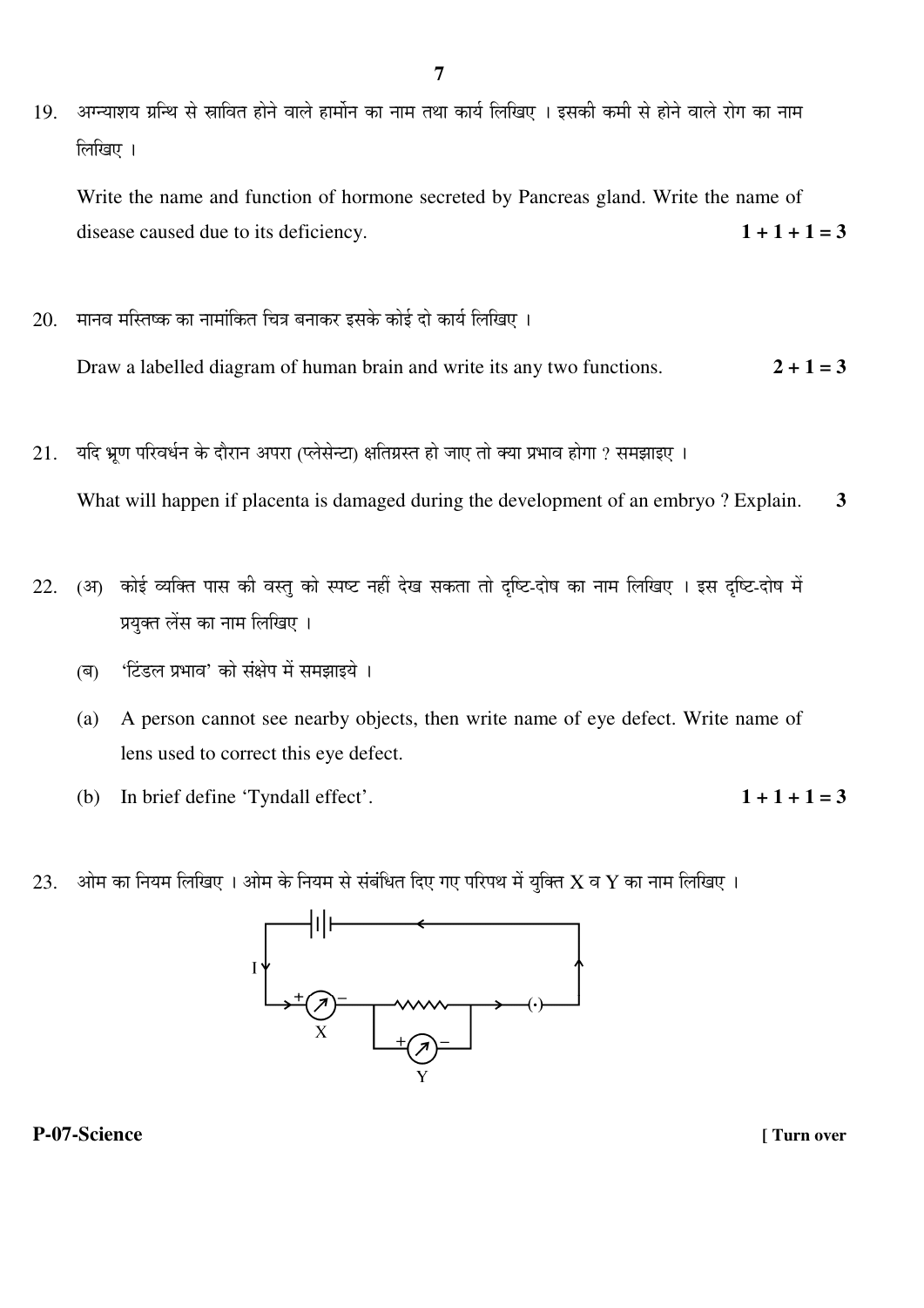19. अग्न्याशय ग्रन्थि से स्रावित होने वाले हार्मोन का नाम तथा कार्य लिखिए । इसकी कमी से होने वाले रोग का नाम लिखिए ।

    Write the name and function of hormone secreted by Pancreas gland. Write the name of disease caused due to its deficiency. **1 + 1 + 1 = 3**

20. मानव मस्तिष्क का नामांकित चित्र बनाकर इसके कोई दो कार्य लिखिए ।

    Draw a labelled diagram of human brain and write its any two functions. **2 + 1 = 3**

21. यदि भ्रूण परिवर्धन के दौरान अपरा (प्लेसेन्टा) क्षतिग्रस्त हो जाए तो क्या प्रभाव होगा ? समझाइए ।

    What will happen if placenta is damaged during the development of an embryo ? Explain. **3**

22. (अ) कोई व्यक्ति पास की वस्तु को स्पष्ट नहीं देख सकता तो दृष्टि-दोष का नाम लिखिए । इस दृष्टि-दोष में प्रयुक्त लेंस का नाम लिखिए ।

    (ब) 'टिंडल प्रभाव' को संक्षेप में समझाइये ।

    (a) A person cannot see nearby objects, then write name of eye defect. Write name of lens used to correct this eye defect.

    (b) In brief define 'Tyndall effect'. **1 + 1 + 1 = 3**

23. ओम का नियम लिखिए । ओम के नियम से संबंधित दिए गए परिपथ में युक्ति X व Y का नाम लिखिए ।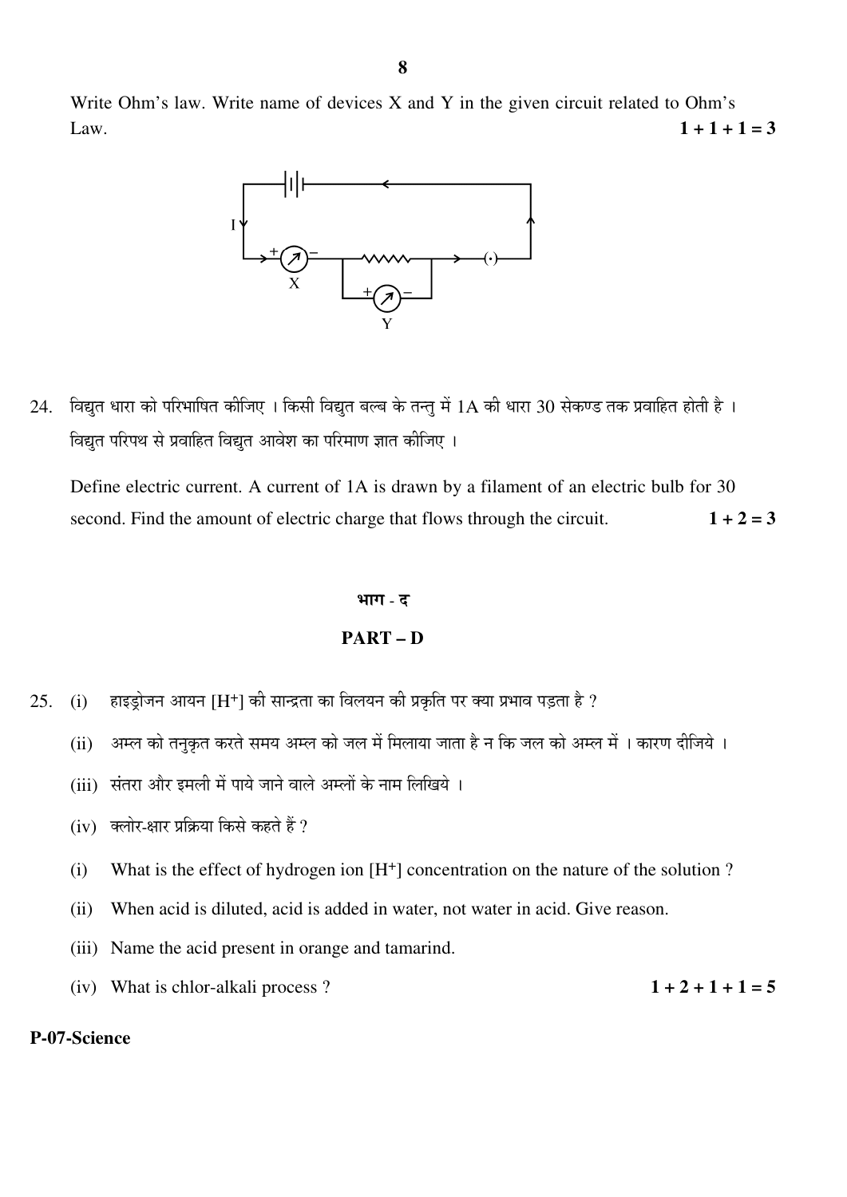Write Ohm's law. Write name of devices X and Y in the given circuit related to Ohm's Law. **1 + 1 + 1 = 3**

24. विद्युत धारा को परिभाषित कीजिए । किसी विद्युत बल्ब के तन्तु में 1A की धारा 30 सेकण्ड तक प्रवाहित होती है । विद्युत परिपथ से प्रवाहित विद्युत आवेश का परिमाण ज्ञात कीजिए ।

    Define electric current. A current of 1A is drawn by a filament of an electric bulb for 30 second. Find the amount of electric charge that flows through the circuit. **1 + 2 = 3**

## भाग - द

## PART – D

25. (i) हाइड्रोजन आयन [$H^+$] की सान्द्रता का विलयन की प्रकृति पर क्या प्रभाव पड़ता है ?

    (ii) अम्ल को तनुकृत करते समय अम्ल को जल में मिलाया जाता है न कि जल को अम्ल में । कारण दीजिये ।

    (iii) संतरा और इमली में पाये जाने वाले अम्लों के नाम लिखिये ।

    (iv) क्लोर-क्षार प्रक्रिया किसे कहते हैं ?

    (i) What is the effect of hydrogen ion [$H^+$] concentration on the nature of the solution ?

    (ii) When acid is diluted, acid is added in water, not water in acid. Give reason.

    (iii) Name the acid present in orange and tamarind.

    (iv) What is chlor-alkali process ? **1 + 2 + 1 + 1 = 5**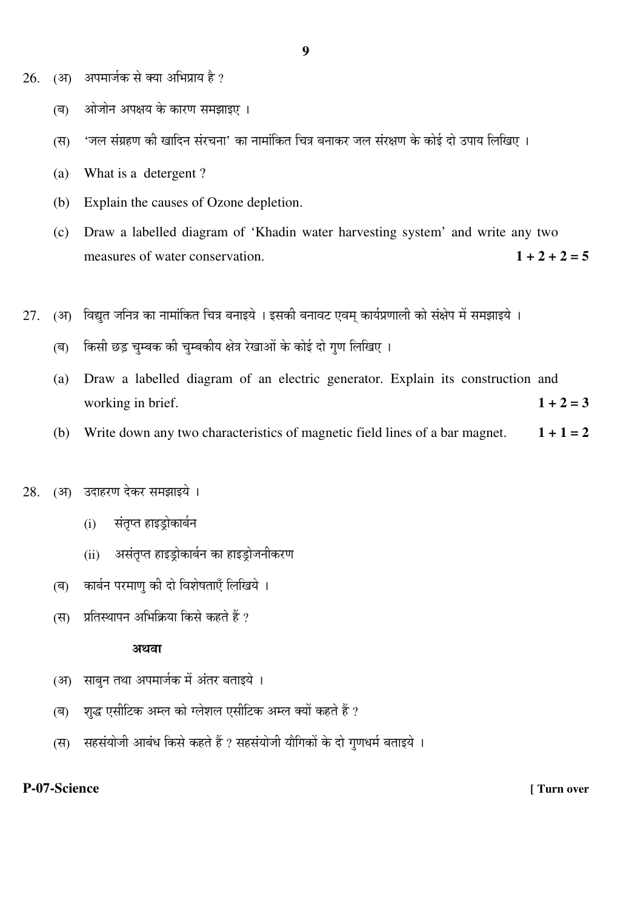26. (अ) अपमार्जक से क्या अभिप्राय है ?

   (ब) ओजोन अपक्षय के कारण समझाइए ।

   (स) 'जल संग्रहण की खादिन संरचना' का नामांकित चित्र बनाकर जल संरक्षण के कोई दो उपाय लिखिए ।

   (a) What is a detergent ?

   (b) Explain the causes of Ozone depletion.

   (c) Draw a labelled diagram of 'Khadin water harvesting system' and write any two measures of water conservation. **1 + 2 + 2 = 5**

27. (अ) विद्युत जनित्र का नामांकित चित्र बनाइये । इसकी बनावट एवम् कार्यप्रणाली को संक्षेप में समझाइये ।

   (ब) किसी छड़ चुम्बक की चुम्बकीय क्षेत्र रेखाओं के कोई दो गुण लिखिए ।

   (a) Draw a labelled diagram of an electric generator. Explain its construction and working in brief. **1 + 2 = 3**

   (b) Write down any two characteristics of magnetic field lines of a bar magnet. **1 + 1 = 2**

28. (अ) उदाहरण देकर समझाइये ।

   (i) संतृप्त हाइड्रोकार्बन

   (ii) असंतृप्त हाइड्रोकार्बन का हाइड्रोजनीकरण

   (ब) कार्बन परमाणु की दो विशेषताएँ लिखिये ।

   (स) प्रतिस्थापन अभिक्रिया किसे कहते हैं ?

   **अथवा**

   (अ) साबुन तथा अपमार्जक में अंतर बताइये ।

   (ब) शुद्ध एसीटिक अम्ल को ग्लेशल एसीटिक अम्ल क्यों कहते हैं ?

   (स) सहसंयोजी आबंध किसे कहते हैं ? सहसंयोजी यौगिकों के दो गुणधर्म बताइये ।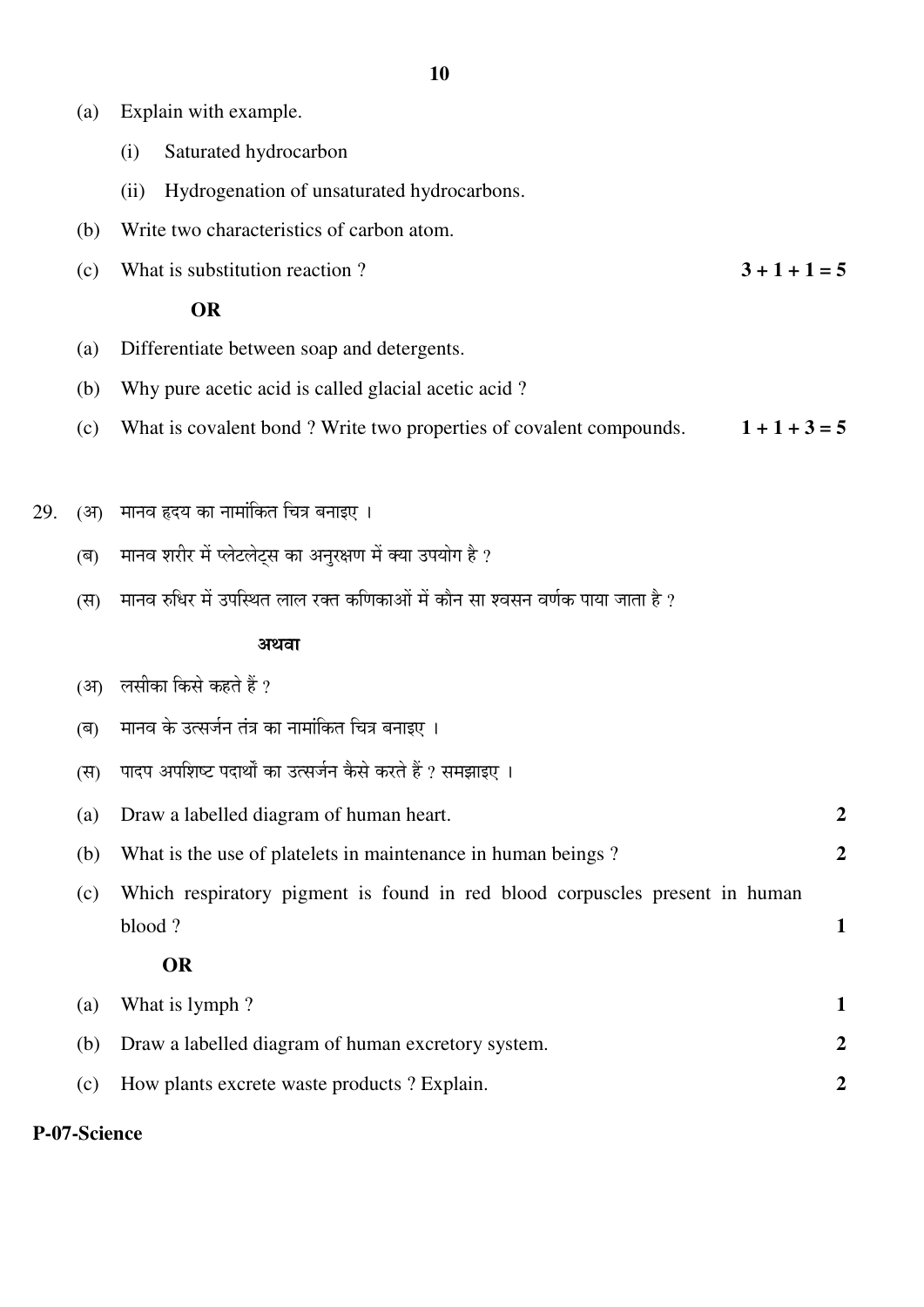(a) Explain with example.

  (i) Saturated hydrocarbon

  (ii) Hydrogenation of unsaturated hydrocarbons.

(b) Write two characteristics of carbon atom.

(c) What is substitution reaction ? **3 + 1 + 1 = 5**

**OR**

(a) Differentiate between soap and detergents.

(b) Why pure acetic acid is called glacial acetic acid ?

(c) What is covalent bond ? Write two properties of covalent compounds. **1 + 1 + 3 = 5**

29. (अ) मानव हृदय का नामांकित चित्र बनाइए ।

  (ब) मानव शरीर में प्लेटलेट्स का अनुरक्षण में क्या उपयोग है ?

  (स) मानव रुधिर में उपस्थित लाल रक्त कणिकाओं में कौन सा श्वसन वर्णक पाया जाता है ?

**अथवा**

  (अ) लसीका किसे कहते हैं ?

  (ब) मानव के उत्सर्जन तंत्र का नामांकित चित्र बनाइए ।

  (स) पादप अपशिष्ट पदार्थों का उत्सर्जन कैसे करते हैं ? समझाइए ।

  (a) Draw a labelled diagram of human heart. **2**

  (b) What is the use of platelets in maintenance in human beings ? **2**

  (c) Which respiratory pigment is found in red blood corpuscles present in human blood ? **1**

**OR**

  (a) What is lymph ? **1**

  (b) Draw a labelled diagram of human excretory system. **2**

  (c) How plants excrete waste products ? Explain. **2**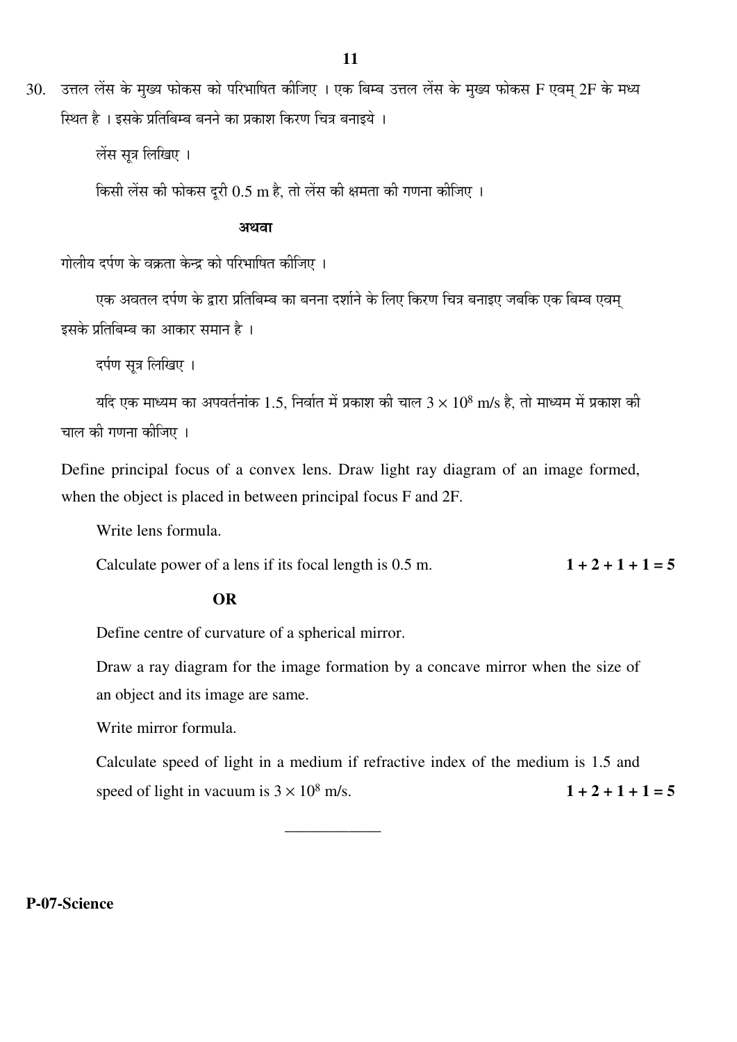30. उत्तल लेंस के मुख्य फोकस को परिभाषित कीजिए । एक बिम्ब उत्तल लेंस के मुख्य फोकस F एवम् 2F के मध्य स्थित है । इसके प्रतिबिम्ब बनने का प्रकाश किरण चित्र बनाइये ।

लेंस सूत्र लिखिए ।

किसी लेंस की फोकस दूरी 0.5 m है, तो लेंस की क्षमता की गणना कीजिए ।

**अथवा**

गोलीय दर्पण के वक्रता केन्द्र को परिभाषित कीजिए ।

एक अवतल दर्पण के द्वारा प्रतिबिम्ब का बनना दर्शाने के लिए किरण चित्र बनाइए जबकि एक बिम्ब एवम् इसके प्रतिबिम्ब का आकार समान है ।

दर्पण सूत्र लिखिए ।

यदि एक माध्यम का अपवर्तनांक 1.5, निर्वात में प्रकाश की चाल $3 \times 10^8$ m/s है, तो माध्यम में प्रकाश की चाल की गणना कीजिए ।

Define principal focus of a convex lens. Draw light ray diagram of an image formed, when the object is placed in between principal focus F and 2F.

Write lens formula.

Calculate power of a lens if its focal length is 0.5 m. **1 + 2 + 1 + 1 = 5**

**OR**

Define centre of curvature of a spherical mirror.

Draw a ray diagram for the image formation by a concave mirror when the size of an object and its image are same.

Write mirror formula.

Calculate speed of light in a medium if refractive index of the medium is 1.5 and speed of light in vacuum is $3 \times 10^8$ m/s. **1 + 2 + 1 + 1 = 5**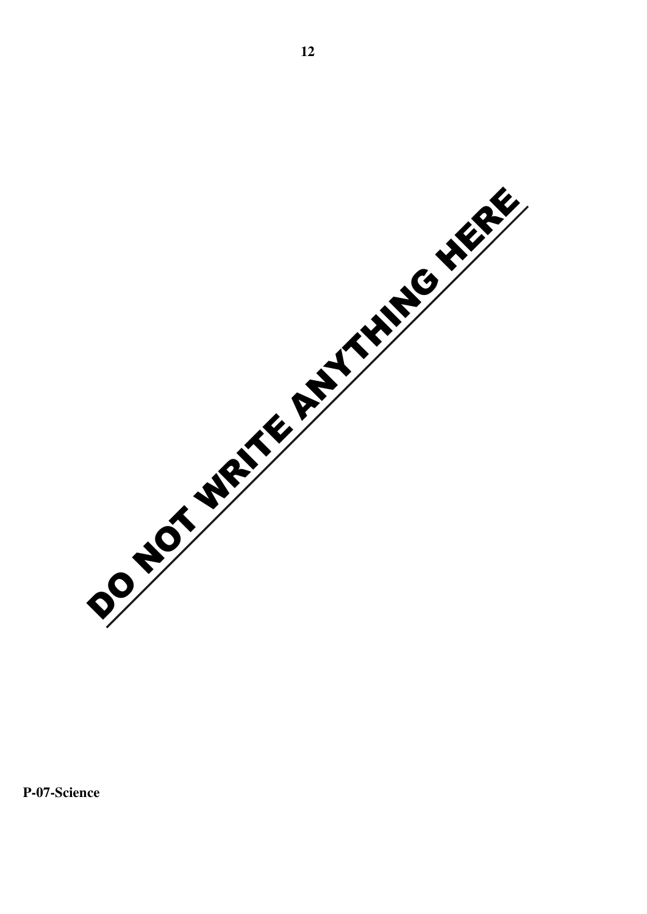DO NOT WRITE ANYTHING HERE